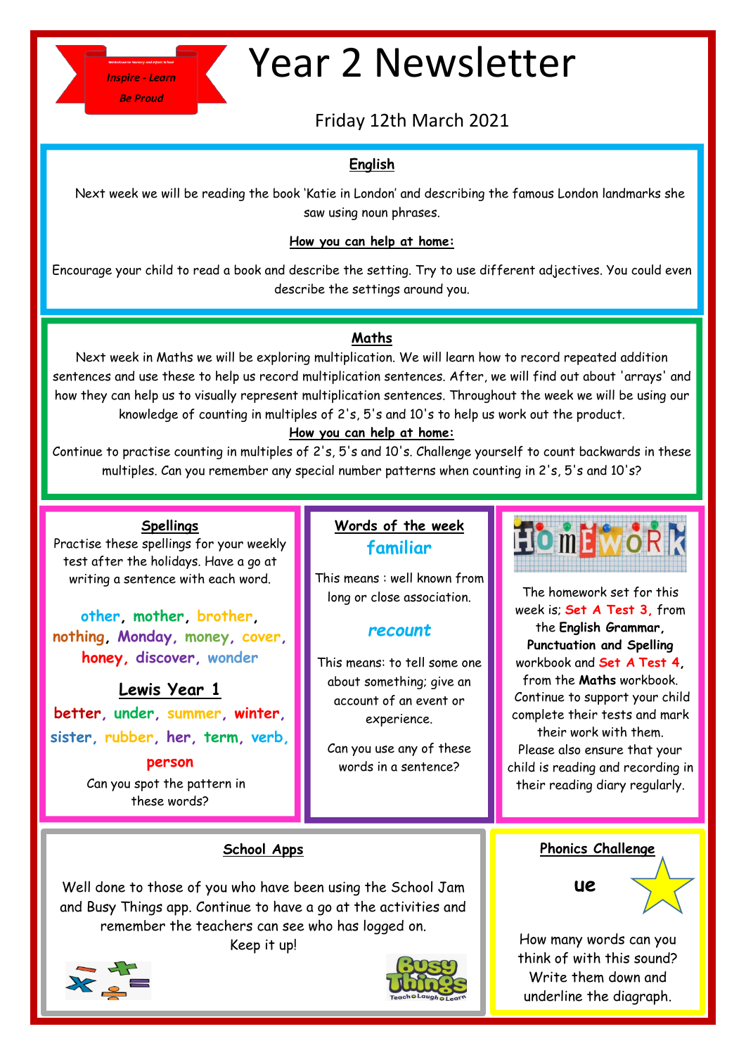Westonbourne Nursery and Infant School

*Inspire - Learn*

*Be Proud*

# Year 2 Newsletter

Friday 12th March 2021

## English

Next week we will be reading the book 'Katie in London' and describing the famous London landmarks she saw using noun phrases.

**How you can help at home:**

Encourage your child to read a book and describe the setting. Try to use different adjectives. You could even describe the settings around you.

## Maths

Next week in Maths we will be exploring multiplication. We will learn how to record repeated addition sentences and use these to help us record multiplication sentences. After, we will find out about 'arrays' and how they can help us to visually represent multiplication sentences. Throughout the week we will be using our knowledge of counting in multiples of 2's, 5's and 10's to help us work out the product.

**How you can help at home:**

Continue to practise counting in multiples of 2's, 5's and 10's. Challenge yourself to count backwards in these multiples. Can you remember any special number patterns when counting in 2's, 5's and 10's?

## Spellings

Practise these spellings for your weekly test after the holidays. Have a go at writing a sentence with each word.

**other, mother, brother, nothing, Monday, money, cover, honey, discover, wonder**

### Lewis Year 1

**better, under, summer, winter, sister, rubber, her, term, verb, person**

Can you spot the pattern in these words?

## Words of the week

**familiar**

This means : well known from long or close association.

**recount**

This means: to tell some one about something; give an account of an event or experience.

Can you use any of these words in a sentence?

## Homework

The homework set for this week is; **Set A Test 3,** from the **English Grammar, Punctuation and Spelling** workbook and **Set A Test 4**, from the **Maths** workbook. Continue to support your child complete their tests and mark their work with them.

Please also ensure that your child is reading and recording in their reading diary regularly.

## School Apps

Well done to those of you who have been using the School Jam and Busy Things app. Continue to have a go at the activities and remember the teachers can see who has logged on.

Keep it up!

## Phonics Challenge

**ue**

How many words can you think of with this sound? Write them down and underline the diagraph.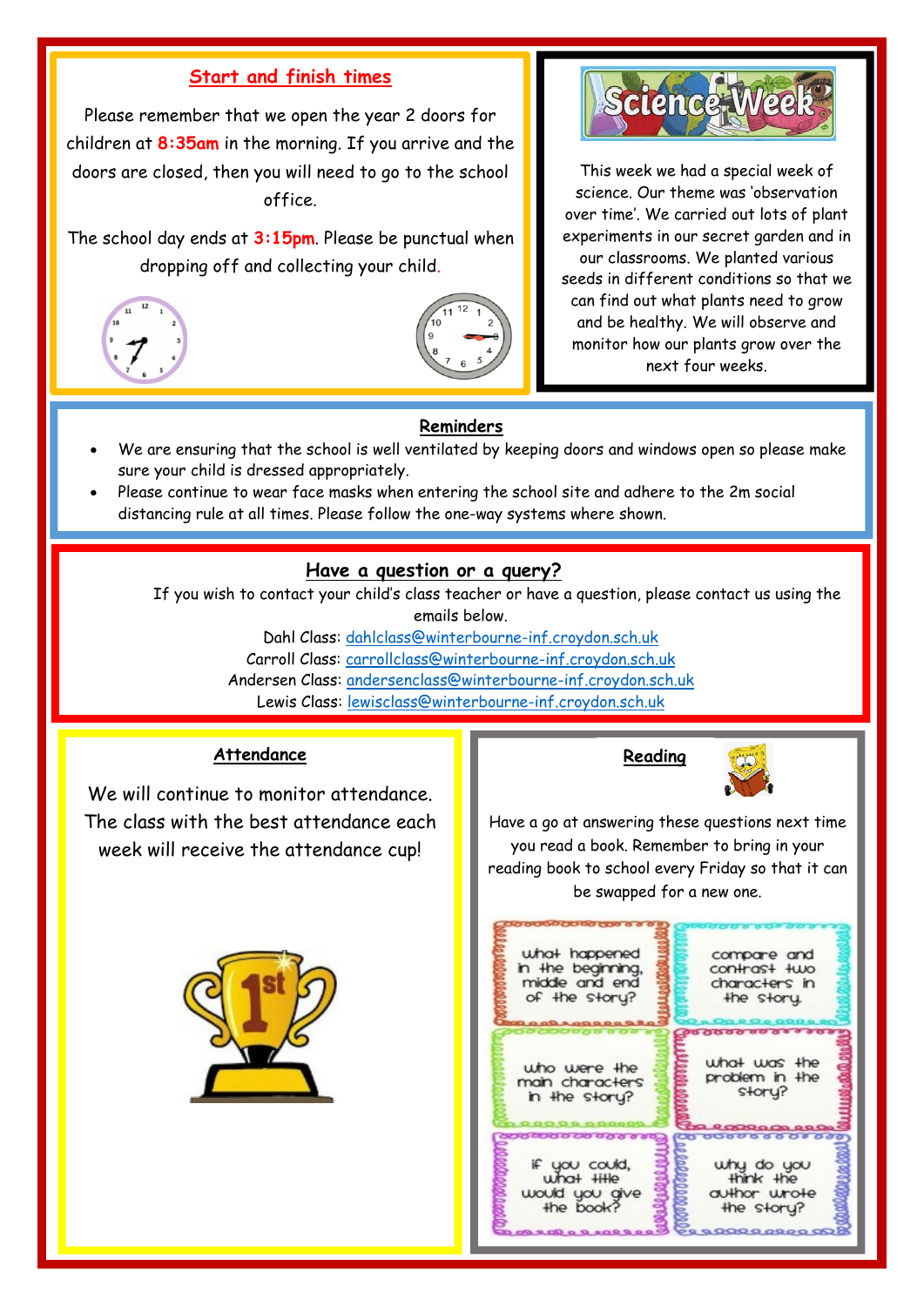## Start and finish times

Please remember that we open the year 2 doors for children at **8:35am** in the morning. If you arrive and the doors are closed, then you will need to go to the school office.

The school day ends at **3:15pm**. Please be punctual when dropping off and collecting your child.

## Science Week

This week we had a special week of science. Our theme was 'observation over time'. We carried out lots of plant experiments in our secret garden and in our classrooms. We planted various seeds in different conditions so that we can find out what plants need to grow and be healthy. We will observe and monitor how our plants grow over the next four weeks.

## Reminders

- We are ensuring that the school is well ventilated by keeping doors and windows open so please make sure your child is dressed appropriately.
- Please continue to wear face masks when entering the school site and adhere to the 2m social distancing rule at all times. Please follow the one-way systems where shown.

## Have a question or a query?

If you wish to contact your child's class teacher or have a question, please contact us using the emails below.

Dahl Class: dahlclass@winterbourne-inf.croydon.sch.uk
Carroll Class: carrollclass@winterbourne-inf.croydon.sch.uk
Andersen Class: andersenclass@winterbourne-inf.croydon.sch.uk
Lewis Class: lewisclass@winterbourne-inf.croydon.sch.uk

## Attendance

We will continue to monitor attendance. The class with the best attendance each week will receive the attendance cup!

## Reading

Have a go at answering these questions next time you read a book. Remember to bring in your reading book to school every Friday so that it can be swapped for a new one.

- what happened in the beginning, middle and end of the story?
- compare and contrast two characters in the story.
- who were the main characters in the story?
- what was the problem in the story?
- if you could, what title would you give the book?
- why do you think the author wrote the story?